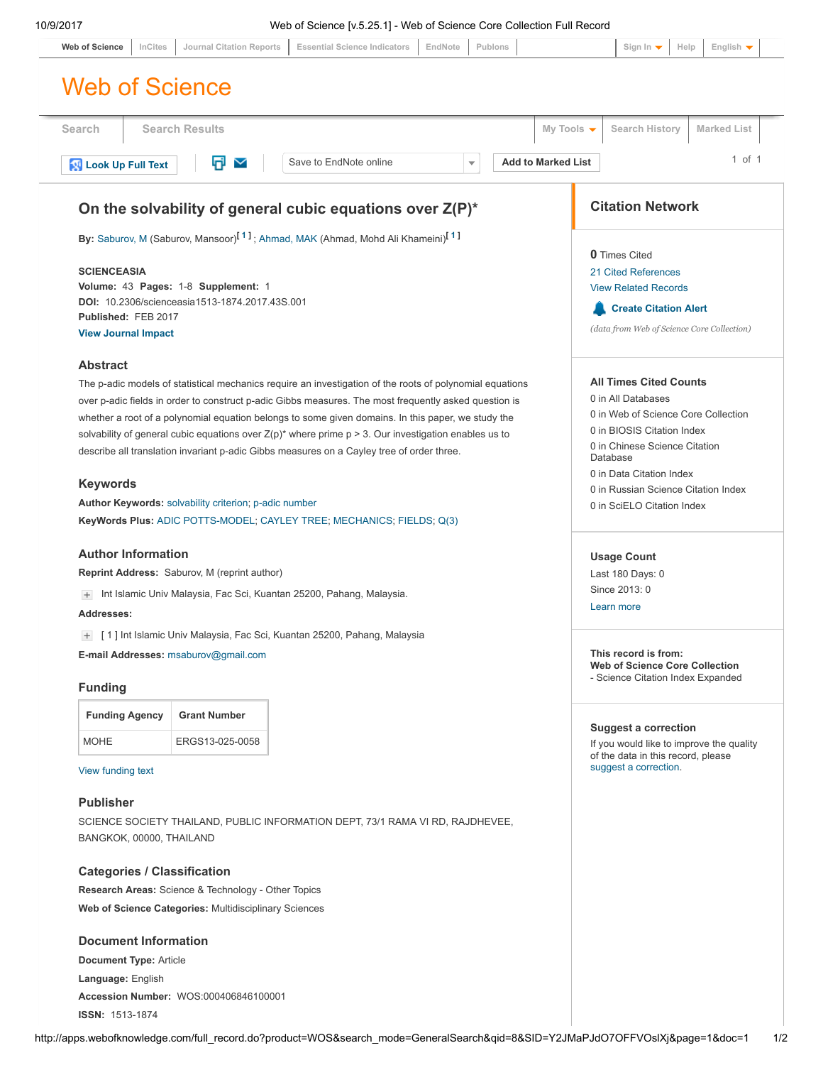# On the solvability of general cubic equations over Z(P)*

**By:** Saburov, M (Saburov, Mansoor)[1] ; Ahmad, MAK (Ahmad, Mohd Ali Khameini)[1]

**SCIENCEASIA**
**Volume:** 43 **Pages:** 1-8 **Supplement:** 1
**DOI:** 10.2306/scienceasia1513-1874.2017.43S.001
**Published:** FEB 2017
**View Journal Impact**

## Abstract

The p-adic models of statistical mechanics require an investigation of the roots of polynomial equations over p-adic fields in order to construct p-adic Gibbs measures. The most frequently asked question is whether a root of a polynomial equation belongs to some given domains. In this paper, we study the solvability of general cubic equations over Z(p)* where prime p > 3. Our investigation enables us to describe all translation invariant p-adic Gibbs measures on a Cayley tree of order three.

## Keywords

**Author Keywords:** solvability criterion; p-adic number
**KeyWords Plus:** ADIC POTTS-MODEL; CAYLEY TREE; MECHANICS; FIELDS; Q(3)

## Author Information

**Reprint Address:** Saburov, M (reprint author)

Int Islamic Univ Malaysia, Fac Sci, Kuantan 25200, Pahang, Malaysia.

**Addresses:**

[ 1 ] Int Islamic Univ Malaysia, Fac Sci, Kuantan 25200, Pahang, Malaysia

**E-mail Addresses:** msaburov@gmail.com

## Funding

| Funding Agency | Grant Number |
|---|---|
| MOHE | ERGS13-025-0058 |

View funding text

## Publisher

SCIENCE SOCIETY THAILAND, PUBLIC INFORMATION DEPT, 73/1 RAMA VI RD, RAJDHEVEE, BANGKOK, 00000, THAILAND

## Categories / Classification

**Research Areas:** Science & Technology - Other Topics
**Web of Science Categories:** Multidisciplinary Sciences

## Document Information

**Document Type:** Article
**Language:** English
**Accession Number:** WOS:000406846100001
**ISSN:** 1513-1874

## Citation Network

**0** Times Cited
21 Cited References
View Related Records
Create Citation Alert
*(data from Web of Science Core Collection)*

### All Times Cited Counts

0 in All Databases
0 in Web of Science Core Collection
0 in BIOSIS Citation Index
0 in Chinese Science Citation Database
0 in Data Citation Index
0 in Russian Science Citation Index
0 in SciELO Citation Index

### Usage Count

Last 180 Days: 0
Since 2013: 0
Learn more

**This record is from:**
**Web of Science Core Collection**
- Science Citation Index Expanded

### Suggest a correction

If you would like to improve the quality of the data in this record, please suggest a correction.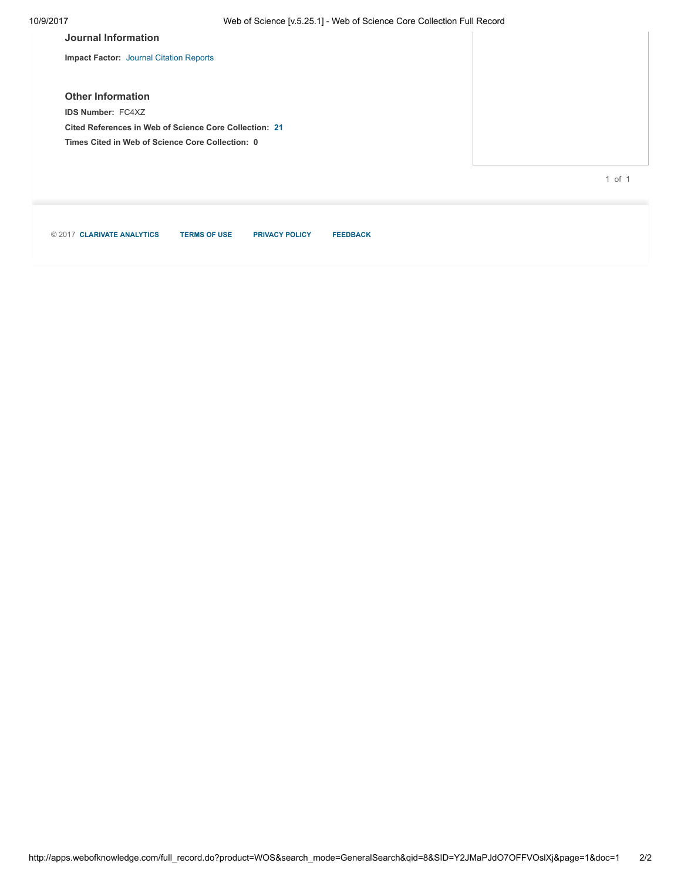## Journal Information

**Impact Factor:** Journal Citation Reports

## Other Information

**IDS Number:** FC4XZ

**Cited References in Web of Science Core Collection:** **21**

**Times Cited in Web of Science Core Collection:** **0**

© 2017 **CLARIVATE ANALYTICS** **TERMS OF USE** **PRIVACY POLICY** **FEEDBACK**